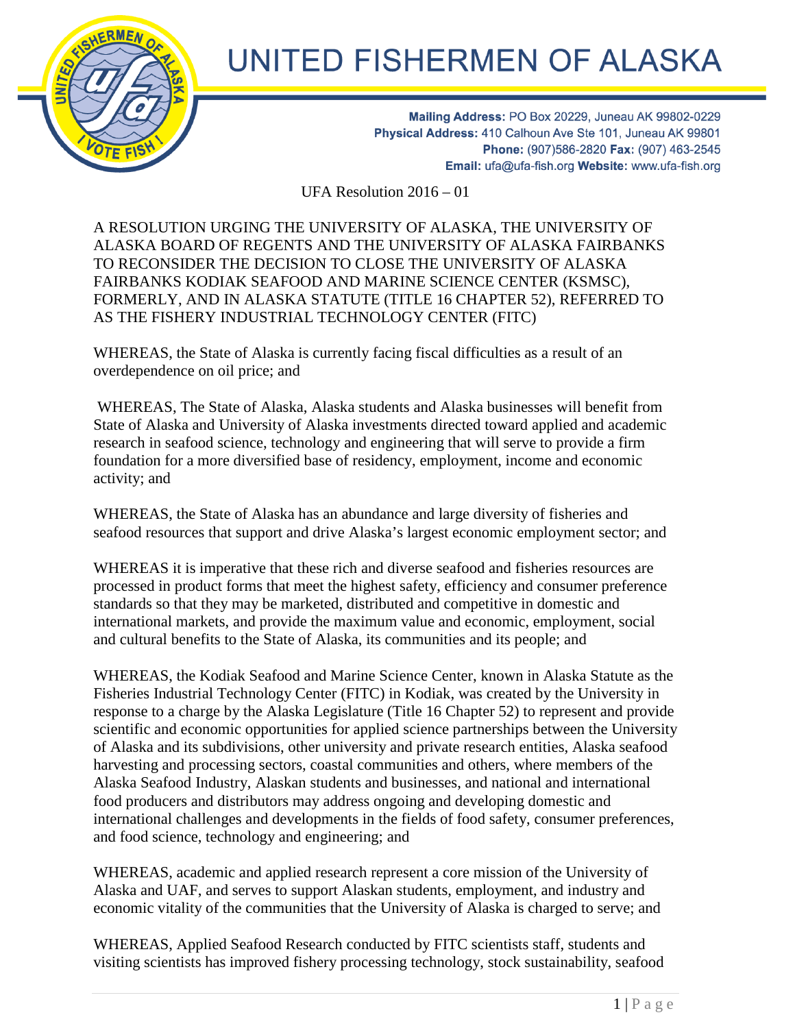# UNITED FISHERMEN OF ALASKA

**Mailing Address:** PO Box 20229, Juneau AK 99802-0229
**Physical Address:** 410 Calhoun Ave Ste 101, Juneau AK 99801
**Phone:** (907)586-2820 **Fax:** (907) 463-2545
**Email:** ufa@ufa-fish.org **Website:** www.ufa-fish.org

UFA Resolution 2016 – 01

A RESOLUTION URGING THE UNIVERSITY OF ALASKA, THE UNIVERSITY OF ALASKA BOARD OF REGENTS AND THE UNIVERSITY OF ALASKA FAIRBANKS TO RECONSIDER THE DECISION TO CLOSE THE UNIVERSITY OF ALASKA FAIRBANKS KODIAK SEAFOOD AND MARINE SCIENCE CENTER (KSMSC), FORMERLY, AND IN ALASKA STATUTE (TITLE 16 CHAPTER 52), REFERRED TO AS THE FISHERY INDUSTRIAL TECHNOLOGY CENTER (FITC)

WHEREAS, the State of Alaska is currently facing fiscal difficulties as a result of an overdependence on oil price; and

WHEREAS, The State of Alaska, Alaska students and Alaska businesses will benefit from State of Alaska and University of Alaska investments directed toward applied and academic research in seafood science, technology and engineering that will serve to provide a firm foundation for a more diversified base of residency, employment, income and economic activity; and

WHEREAS, the State of Alaska has an abundance and large diversity of fisheries and seafood resources that support and drive Alaska's largest economic employment sector; and

WHEREAS it is imperative that these rich and diverse seafood and fisheries resources are processed in product forms that meet the highest safety, efficiency and consumer preference standards so that they may be marketed, distributed and competitive in domestic and international markets, and provide the maximum value and economic, employment, social and cultural benefits to the State of Alaska, its communities and its people; and

WHEREAS, the Kodiak Seafood and Marine Science Center, known in Alaska Statute as the Fisheries Industrial Technology Center (FITC) in Kodiak, was created by the University in response to a charge by the Alaska Legislature (Title 16 Chapter 52) to represent and provide scientific and economic opportunities for applied science partnerships between the University of Alaska and its subdivisions, other university and private research entities, Alaska seafood harvesting and processing sectors, coastal communities and others, where members of the Alaska Seafood Industry, Alaskan students and businesses, and national and international food producers and distributors may address ongoing and developing domestic and international challenges and developments in the fields of food safety, consumer preferences, and food science, technology and engineering; and

WHEREAS, academic and applied research represent a core mission of the University of Alaska and UAF, and serves to support Alaskan students, employment, and industry and economic vitality of the communities that the University of Alaska is charged to serve; and

WHEREAS, Applied Seafood Research conducted by FITC scientists staff, students and visiting scientists has improved fishery processing technology, stock sustainability, seafood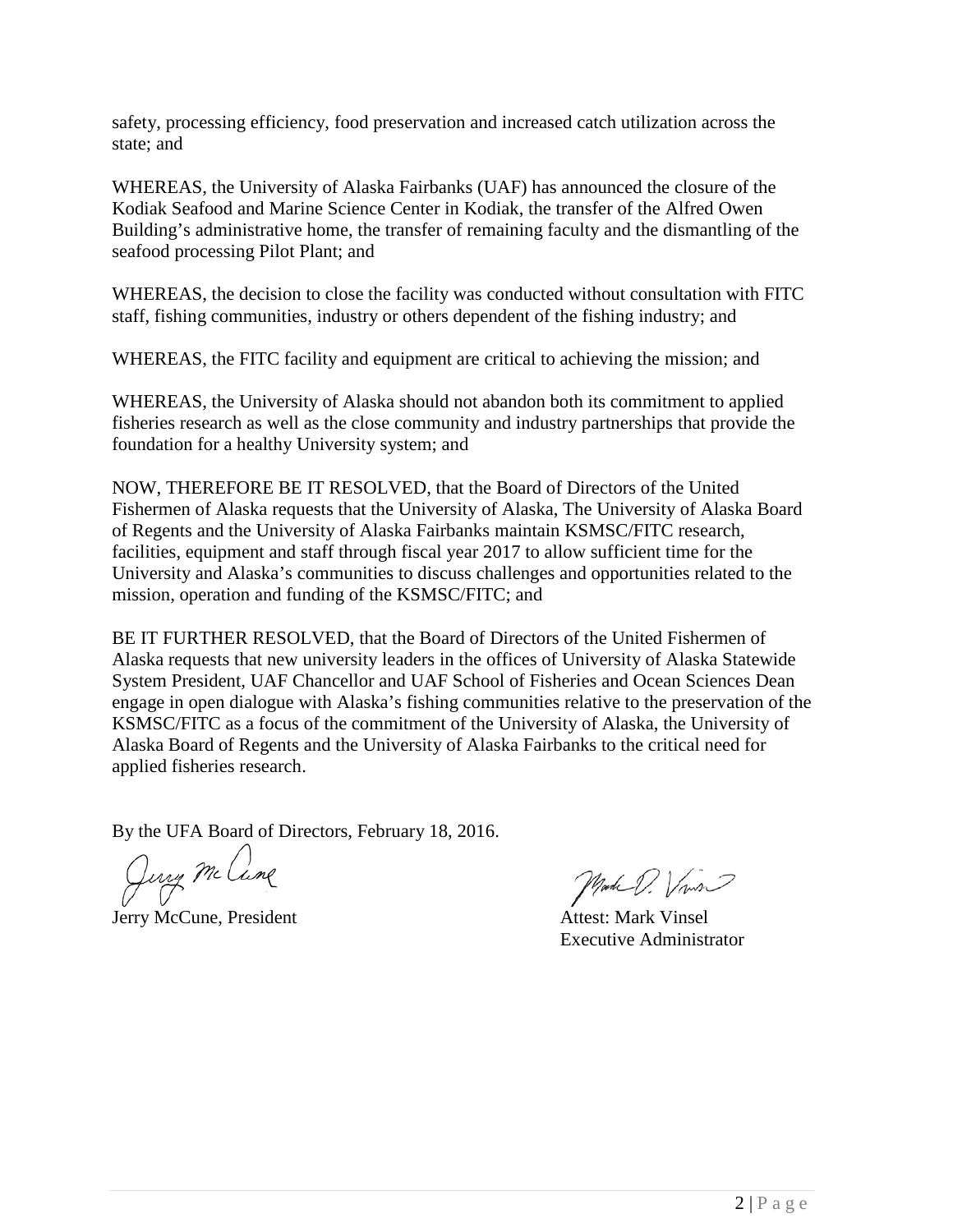safety, processing efficiency, food preservation and increased catch utilization across the state; and

WHEREAS, the University of Alaska Fairbanks (UAF) has announced the closure of the Kodiak Seafood and Marine Science Center in Kodiak, the transfer of the Alfred Owen Building's administrative home, the transfer of remaining faculty and the dismantling of the seafood processing Pilot Plant; and

WHEREAS, the decision to close the facility was conducted without consultation with FITC staff, fishing communities, industry or others dependent of the fishing industry; and

WHEREAS, the FITC facility and equipment are critical to achieving the mission; and

WHEREAS, the University of Alaska should not abandon both its commitment to applied fisheries research as well as the close community and industry partnerships that provide the foundation for a healthy University system; and

NOW, THEREFORE BE IT RESOLVED, that the Board of Directors of the United Fishermen of Alaska requests that the University of Alaska, The University of Alaska Board of Regents and the University of Alaska Fairbanks maintain KSMSC/FITC research, facilities, equipment and staff through fiscal year 2017 to allow sufficient time for the University and Alaska's communities to discuss challenges and opportunities related to the mission, operation and funding of the KSMSC/FITC; and

BE IT FURTHER RESOLVED, that the Board of Directors of the United Fishermen of Alaska requests that new university leaders in the offices of University of Alaska Statewide System President, UAF Chancellor and UAF School of Fisheries and Ocean Sciences Dean engage in open dialogue with Alaska's fishing communities relative to the preservation of the KSMSC/FITC as a focus of the commitment of the University of Alaska, the University of Alaska Board of Regents and the University of Alaska Fairbanks to the critical need for applied fisheries research.

By the UFA Board of Directors, February 18, 2016.

Jerry McCune, President

Attest: Mark Vinsel
Executive Administrator